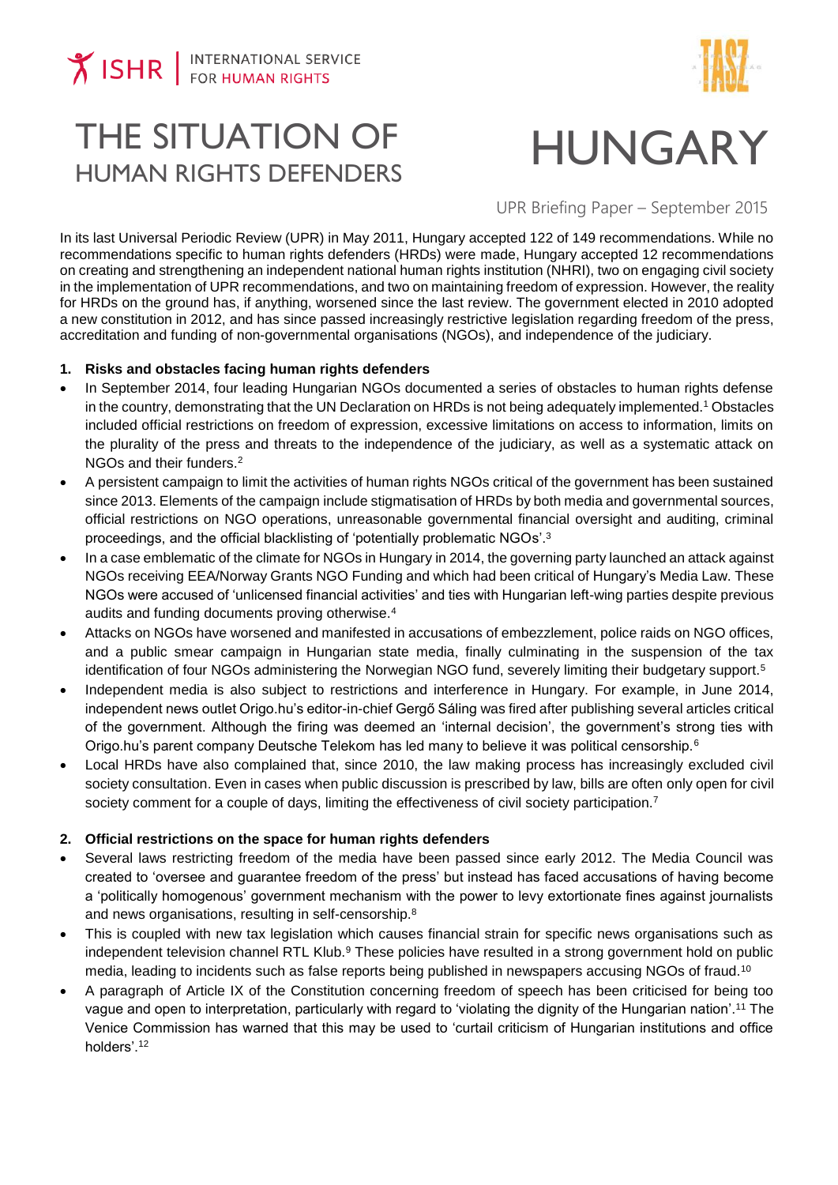ISHR | INTERNATIONAL SERVICE FOR HUMAN RIGHTS

# THE SITUATION OF HUMAN RIGHTS DEFENDERS HUNGARY

UPR Briefing Paper – September 2015

In its last Universal Periodic Review (UPR) in May 2011, Hungary accepted 122 of 149 recommendations. While no recommendations specific to human rights defenders (HRDs) were made, Hungary accepted 12 recommendations on creating and strengthening an independent national human rights institution (NHRI), two on engaging civil society in the implementation of UPR recommendations, and two on maintaining freedom of expression. However, the reality for HRDs on the ground has, if anything, worsened since the last review. The government elected in 2010 adopted a new constitution in 2012, and has since passed increasingly restrictive legislation regarding freedom of the press, accreditation and funding of non-governmental organisations (NGOs), and independence of the judiciary.

## 1. Risks and obstacles facing human rights defenders

- In September 2014, four leading Hungarian NGOs documented a series of obstacles to human rights defense in the country, demonstrating that the UN Declaration on HRDs is not being adequately implemented.[1] Obstacles included official restrictions on freedom of expression, excessive limitations on access to information, limits on the plurality of the press and threats to the independence of the judiciary, as well as a systematic attack on NGOs and their funders.[2]
- A persistent campaign to limit the activities of human rights NGOs critical of the government has been sustained since 2013. Elements of the campaign include stigmatisation of HRDs by both media and governmental sources, official restrictions on NGO operations, unreasonable governmental financial oversight and auditing, criminal proceedings, and the official blacklisting of 'potentially problematic NGOs'.[3]
- In a case emblematic of the climate for NGOs in Hungary in 2014, the governing party launched an attack against NGOs receiving EEA/Norway Grants NGO Funding and which had been critical of Hungary's Media Law. These NGOs were accused of 'unlicensed financial activities' and ties with Hungarian left-wing parties despite previous audits and funding documents proving otherwise.[4]
- Attacks on NGOs have worsened and manifested in accusations of embezzlement, police raids on NGO offices, and a public smear campaign in Hungarian state media, finally culminating in the suspension of the tax identification of four NGOs administering the Norwegian NGO fund, severely limiting their budgetary support.[5]
- Independent media is also subject to restrictions and interference in Hungary. For example, in June 2014, independent news outlet Origo.hu's editor-in-chief Gergő Sáling was fired after publishing several articles critical of the government. Although the firing was deemed an 'internal decision', the government's strong ties with Origo.hu's parent company Deutsche Telekom has led many to believe it was political censorship.[6]
- Local HRDs have also complained that, since 2010, the law making process has increasingly excluded civil society consultation. Even in cases when public discussion is prescribed by law, bills are often only open for civil society comment for a couple of days, limiting the effectiveness of civil society participation.[7]

## 2. Official restrictions on the space for human rights defenders

- Several laws restricting freedom of the media have been passed since early 2012. The Media Council was created to 'oversee and guarantee freedom of the press' but instead has faced accusations of having become a 'politically homogenous' government mechanism with the power to levy extortionate fines against journalists and news organisations, resulting in self-censorship.[8]
- This is coupled with new tax legislation which causes financial strain for specific news organisations such as independent television channel RTL Klub.[9] These policies have resulted in a strong government hold on public media, leading to incidents such as false reports being published in newspapers accusing NGOs of fraud.[10]
- A paragraph of Article IX of the Constitution concerning freedom of speech has been criticised for being too vague and open to interpretation, particularly with regard to 'violating the dignity of the Hungarian nation'.[11] The Venice Commission has warned that this may be used to 'curtail criticism of Hungarian institutions and office holders'.[12]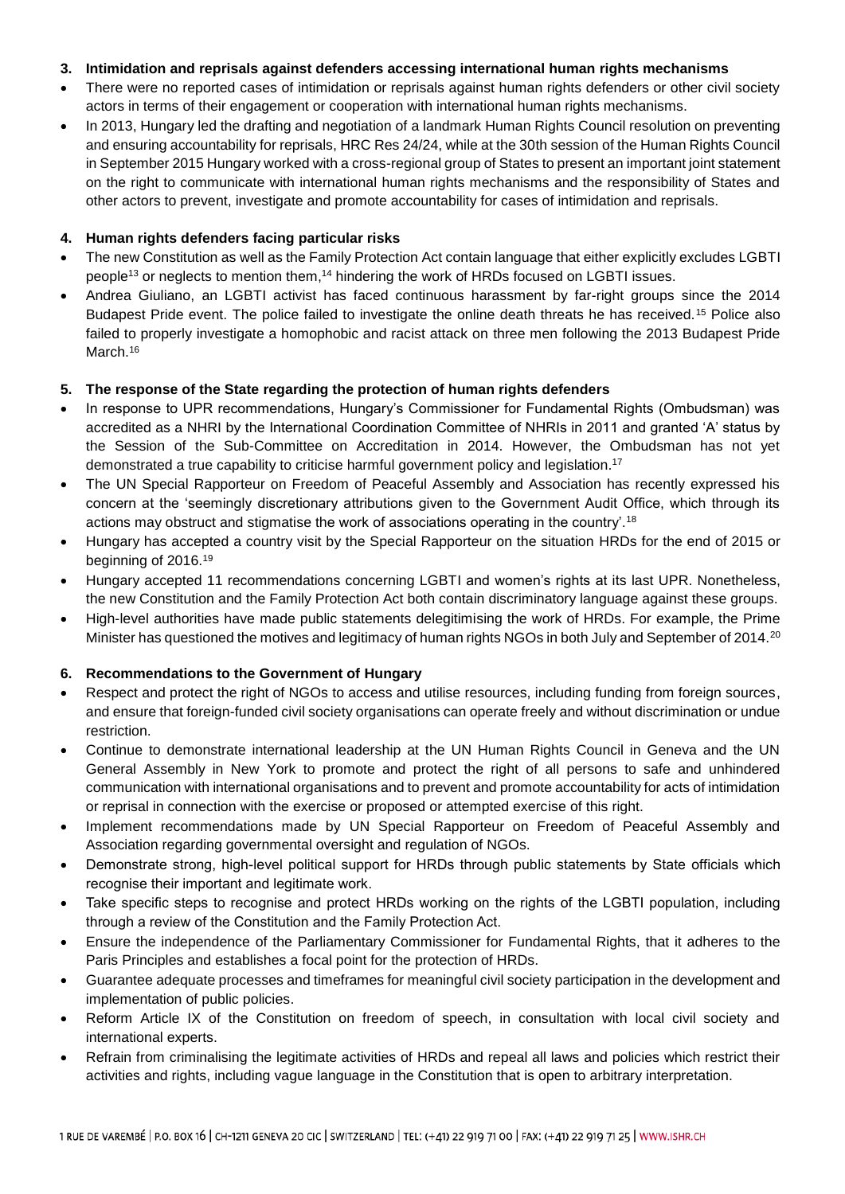## 3. Intimidation and reprisals against defenders accessing international human rights mechanisms

- There were no reported cases of intimidation or reprisals against human rights defenders or other civil society actors in terms of their engagement or cooperation with international human rights mechanisms.
- In 2013, Hungary led the drafting and negotiation of a landmark Human Rights Council resolution on preventing and ensuring accountability for reprisals, HRC Res 24/24, while at the 30th session of the Human Rights Council in September 2015 Hungary worked with a cross-regional group of States to present an important joint statement on the right to communicate with international human rights mechanisms and the responsibility of States and other actors to prevent, investigate and promote accountability for cases of intimidation and reprisals.

## 4. Human rights defenders facing particular risks

- The new Constitution as well as the Family Protection Act contain language that either explicitly excludes LGBTI people[13] or neglects to mention them,[14] hindering the work of HRDs focused on LGBTI issues.
- Andrea Giuliano, an LGBTI activist has faced continuous harassment by far-right groups since the 2014 Budapest Pride event. The police failed to investigate the online death threats he has received.[15] Police also failed to properly investigate a homophobic and racist attack on three men following the 2013 Budapest Pride March.[16]

## 5. The response of the State regarding the protection of human rights defenders

- In response to UPR recommendations, Hungary's Commissioner for Fundamental Rights (Ombudsman) was accredited as a NHRI by the International Coordination Committee of NHRIs in 2011 and granted 'A' status by the Session of the Sub-Committee on Accreditation in 2014. However, the Ombudsman has not yet demonstrated a true capability to criticise harmful government policy and legislation.[17]
- The UN Special Rapporteur on Freedom of Peaceful Assembly and Association has recently expressed his concern at the 'seemingly discretionary attributions given to the Government Audit Office, which through its actions may obstruct and stigmatise the work of associations operating in the country'.[18]
- Hungary has accepted a country visit by the Special Rapporteur on the situation HRDs for the end of 2015 or beginning of 2016.[19]
- Hungary accepted 11 recommendations concerning LGBTI and women's rights at its last UPR. Nonetheless, the new Constitution and the Family Protection Act both contain discriminatory language against these groups.
- High-level authorities have made public statements delegitimising the work of HRDs. For example, the Prime Minister has questioned the motives and legitimacy of human rights NGOs in both July and September of 2014.[20]

## 6. Recommendations to the Government of Hungary

- Respect and protect the right of NGOs to access and utilise resources, including funding from foreign sources, and ensure that foreign-funded civil society organisations can operate freely and without discrimination or undue restriction.
- Continue to demonstrate international leadership at the UN Human Rights Council in Geneva and the UN General Assembly in New York to promote and protect the right of all persons to safe and unhindered communication with international organisations and to prevent and promote accountability for acts of intimidation or reprisal in connection with the exercise or proposed or attempted exercise of this right.
- Implement recommendations made by UN Special Rapporteur on Freedom of Peaceful Assembly and Association regarding governmental oversight and regulation of NGOs.
- Demonstrate strong, high-level political support for HRDs through public statements by State officials which recognise their important and legitimate work.
- Take specific steps to recognise and protect HRDs working on the rights of the LGBTI population, including through a review of the Constitution and the Family Protection Act.
- Ensure the independence of the Parliamentary Commissioner for Fundamental Rights, that it adheres to the Paris Principles and establishes a focal point for the protection of HRDs.
- Guarantee adequate processes and timeframes for meaningful civil society participation in the development and implementation of public policies.
- Reform Article IX of the Constitution on freedom of speech, in consultation with local civil society and international experts.
- Refrain from criminalising the legitimate activities of HRDs and repeal all laws and policies which restrict their activities and rights, including vague language in the Constitution that is open to arbitrary interpretation.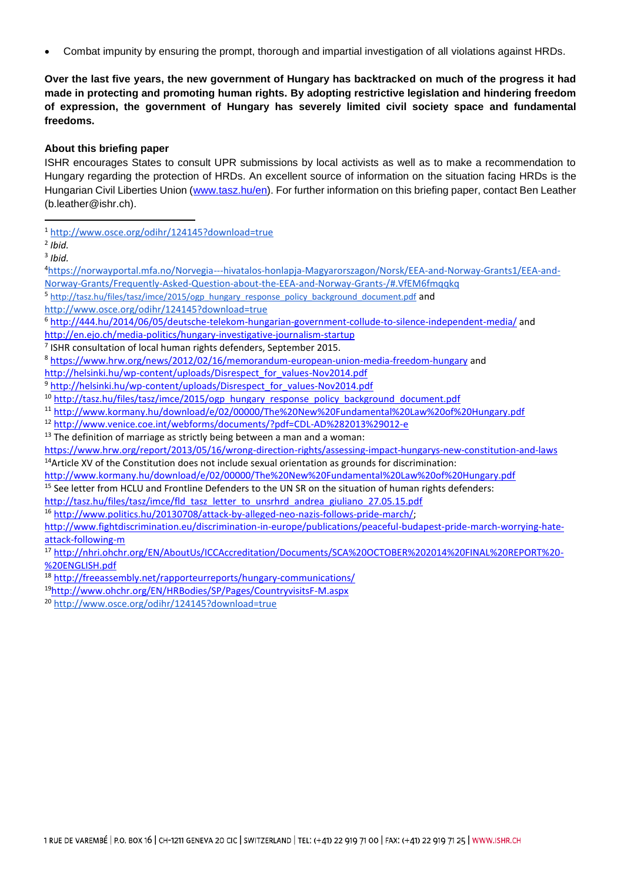- Combat impunity by ensuring the prompt, thorough and impartial investigation of all violations against HRDs.

**Over the last five years, the new government of Hungary has backtracked on much of the progress it had made in protecting and promoting human rights. By adopting restrictive legislation and hindering freedom of expression, the government of Hungary has severely limited civil society space and fundamental freedoms.**

#### About this briefing paper

ISHR encourages States to consult UPR submissions by local activists as well as to make a recommendation to Hungary regarding the protection of HRDs. An excellent source of information on the situation facing HRDs is the Hungarian Civil Liberties Union (www.tasz.hu/en). For further information on this briefing paper, contact Ben Leather (b.leather@ishr.ch).

---

[1] http://www.osce.org/odihr/124145?download=true

[2] *Ibid.*

[3] *Ibid.*

[4] https://norwayportal.mfa.no/Norvegia---hivatalos-honlapja-Magyarorszagon/Norsk/EEA-and-Norway-Grants1/EEA-and-Norway-Grants/Frequently-Asked-Question-about-the-EEA-and-Norway-Grants-/#.VfEM6fmqqkq

[5] http://tasz.hu/files/tasz/imce/2015/ogp_hungary_response_policy_background_document.pdf and http://www.osce.org/odihr/124145?download=true

[6] http://444.hu/2014/06/05/deutsche-telekom-hungarian-government-collude-to-silence-independent-media/ and http://en.ejo.ch/media-politics/hungary-investigative-journalism-startup

[7] ISHR consultation of local human rights defenders, September 2015.

[8] https://www.hrw.org/news/2012/02/16/memorandum-european-union-media-freedom-hungary and http://helsinki.hu/wp-content/uploads/Disrespect_for_values-Nov2014.pdf

[9] http://helsinki.hu/wp-content/uploads/Disrespect_for_values-Nov2014.pdf

[10] http://tasz.hu/files/tasz/imce/2015/ogp_hungary_response_policy_background_document.pdf

[11] http://www.kormany.hu/download/e/02/00000/The%20New%20Fundamental%20Law%20of%20Hungary.pdf

[12] http://www.venice.coe.int/webforms/documents/?pdf=CDL-AD%282013%29012-e

[13] The definition of marriage as strictly being between a man and a woman: https://www.hrw.org/report/2013/05/16/wrong-direction-rights/assessing-impact-hungarys-new-constitution-and-laws

[14] Article XV of the Constitution does not include sexual orientation as grounds for discrimination: http://www.kormany.hu/download/e/02/00000/The%20New%20Fundamental%20Law%20of%20Hungary.pdf

[15] See letter from HCLU and Frontline Defenders to the UN SR on the situation of human rights defenders: http://tasz.hu/files/tasz/imce/fld_tasz_letter_to_unsrhrd_andrea_giuliano_27.05.15.pdf

[16] http://www.politics.hu/20130708/attack-by-alleged-neo-nazis-follows-pride-march/; http://www.fightdiscrimination.eu/discrimination-in-europe/publications/peaceful-budapest-pride-march-worrying-hate-attack-following-m

[17] http://nhri.ohchr.org/EN/AboutUs/ICCAccreditation/Documents/SCA%20OCTOBER%202014%20FINAL%20REPORT%20-%20ENGLISH.pdf

[18] http://freeassembly.net/rapporteurreports/hungary-communications/

[19] http://www.ohchr.org/EN/HRBodies/SP/Pages/CountryvisitsF-M.aspx

[20] http://www.osce.org/odihr/124145?download=true

1 RUE DE VAREMBÉ | P.O. BOX 16 | CH-1211 GENEVA 20 CIC | SWITZERLAND | TEL: (+41) 22 919 71 00 | FAX: (+41) 22 919 71 25 | WWW.ISHR.CH